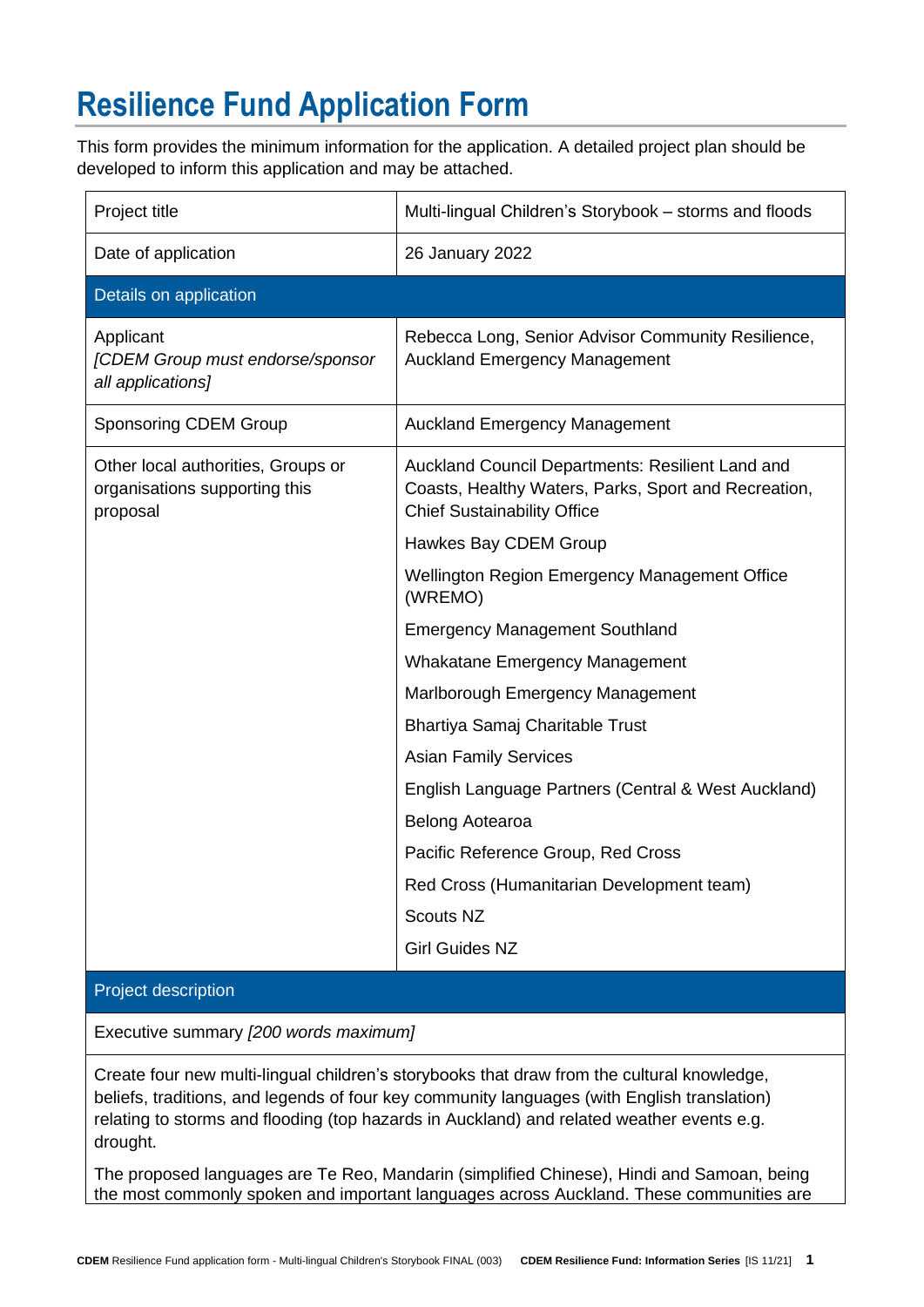# Resilience Fund Application Form

This form provides the minimum information for the application. A detailed project plan should be developed to inform this application and may be attached.

| | |
|---|---|
| Project title | Multi-lingual Children's Storybook – storms and floods |
| Date of application | 26 January 2022 |
| **Details on application** | |
| Applicant<br>*[CDEM Group must endorse/sponsor all applications]* | Rebecca Long, Senior Advisor Community Resilience, Auckland Emergency Management |
| Sponsoring CDEM Group | Auckland Emergency Management |
| Other local authorities, Groups or organisations supporting this proposal | Auckland Council Departments: Resilient Land and Coasts, Healthy Waters, Parks, Sport and Recreation, Chief Sustainability Office<br>Hawkes Bay CDEM Group<br>Wellington Region Emergency Management Office (WREMO)<br>Emergency Management Southland<br>Whakatane Emergency Management<br>Marlborough Emergency Management<br>Bhartiya Samaj Charitable Trust<br>Asian Family Services<br>English Language Partners (Central & West Auckland)<br>Belong Aotearoa<br>Pacific Reference Group, Red Cross<br>Red Cross (Humanitarian Development team)<br>Scouts NZ<br>Girl Guides NZ |
| **Project description** | |
| Executive summary *[200 words maximum]* | |

Create four new multi-lingual children's storybooks that draw from the cultural knowledge, beliefs, traditions, and legends of four key community languages (with English translation) relating to storms and flooding (top hazards in Auckland) and related weather events e.g. drought.

The proposed languages are Te Reo, Mandarin (simplified Chinese), Hindi and Samoan, being the most commonly spoken and important languages across Auckland. These communities are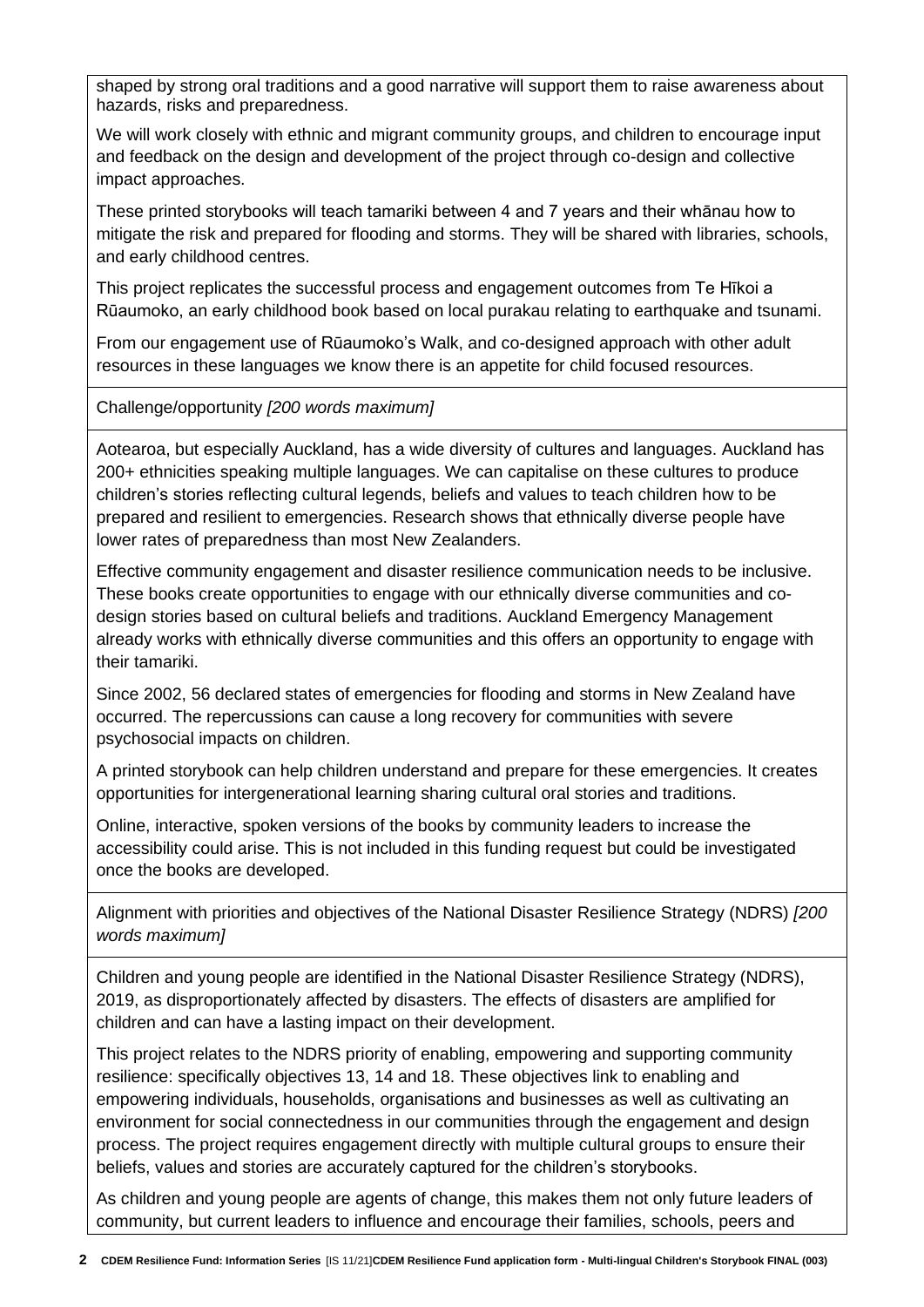shaped by strong oral traditions and a good narrative will support them to raise awareness about hazards, risks and preparedness.

We will work closely with ethnic and migrant community groups, and children to encourage input and feedback on the design and development of the project through co-design and collective impact approaches.

These printed storybooks will teach tamariki between 4 and 7 years and their whānau how to mitigate the risk and prepared for flooding and storms. They will be shared with libraries, schools, and early childhood centres.

This project replicates the successful process and engagement outcomes from Te Hīkoi a Rūaumoko, an early childhood book based on local purakau relating to earthquake and tsunami.

From our engagement use of Rūaumoko's Walk, and co-designed approach with other adult resources in these languages we know there is an appetite for child focused resources.

Challenge/opportunity *[200 words maximum]*

Aotearoa, but especially Auckland, has a wide diversity of cultures and languages. Auckland has 200+ ethnicities speaking multiple languages. We can capitalise on these cultures to produce children's stories reflecting cultural legends, beliefs and values to teach children how to be prepared and resilient to emergencies. Research shows that ethnically diverse people have lower rates of preparedness than most New Zealanders.

Effective community engagement and disaster resilience communication needs to be inclusive. These books create opportunities to engage with our ethnically diverse communities and co-design stories based on cultural beliefs and traditions. Auckland Emergency Management already works with ethnically diverse communities and this offers an opportunity to engage with their tamariki.

Since 2002, 56 declared states of emergencies for flooding and storms in New Zealand have occurred. The repercussions can cause a long recovery for communities with severe psychosocial impacts on children.

A printed storybook can help children understand and prepare for these emergencies. It creates opportunities for intergenerational learning sharing cultural oral stories and traditions.

Online, interactive, spoken versions of the books by community leaders to increase the accessibility could arise. This is not included in this funding request but could be investigated once the books are developed.

Alignment with priorities and objectives of the National Disaster Resilience Strategy (NDRS) *[200 words maximum]*

Children and young people are identified in the National Disaster Resilience Strategy (NDRS), 2019, as disproportionately affected by disasters. The effects of disasters are amplified for children and can have a lasting impact on their development.

This project relates to the NDRS priority of enabling, empowering and supporting community resilience: specifically objectives 13, 14 and 18. These objectives link to enabling and empowering individuals, households, organisations and businesses as well as cultivating an environment for social connectedness in our communities through the engagement and design process. The project requires engagement directly with multiple cultural groups to ensure their beliefs, values and stories are accurately captured for the children's storybooks.

As children and young people are agents of change, this makes them not only future leaders of community, but current leaders to influence and encourage their families, schools, peers and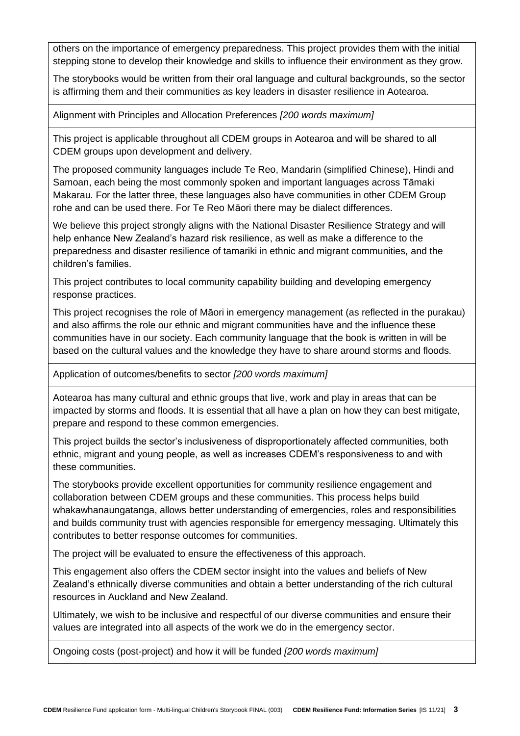others on the importance of emergency preparedness. This project provides them with the initial stepping stone to develop their knowledge and skills to influence their environment as they grow.

The storybooks would be written from their oral language and cultural backgrounds, so the sector is affirming them and their communities as key leaders in disaster resilience in Aotearoa.

Alignment with Principles and Allocation Preferences *[200 words maximum]*

This project is applicable throughout all CDEM groups in Aotearoa and will be shared to all CDEM groups upon development and delivery.

The proposed community languages include Te Reo, Mandarin (simplified Chinese), Hindi and Samoan, each being the most commonly spoken and important languages across Tāmaki Makarau. For the latter three, these languages also have communities in other CDEM Group rohe and can be used there. For Te Reo Māori there may be dialect differences.

We believe this project strongly aligns with the National Disaster Resilience Strategy and will help enhance New Zealand's hazard risk resilience, as well as make a difference to the preparedness and disaster resilience of tamariki in ethnic and migrant communities, and the children's families.

This project contributes to local community capability building and developing emergency response practices.

This project recognises the role of Māori in emergency management (as reflected in the purakau) and also affirms the role our ethnic and migrant communities have and the influence these communities have in our society. Each community language that the book is written in will be based on the cultural values and the knowledge they have to share around storms and floods.

Application of outcomes/benefits to sector *[200 words maximum]*

Aotearoa has many cultural and ethnic groups that live, work and play in areas that can be impacted by storms and floods. It is essential that all have a plan on how they can best mitigate, prepare and respond to these common emergencies.

This project builds the sector's inclusiveness of disproportionately affected communities, both ethnic, migrant and young people, as well as increases CDEM's responsiveness to and with these communities.

The storybooks provide excellent opportunities for community resilience engagement and collaboration between CDEM groups and these communities. This process helps build whakawhanaungatanga, allows better understanding of emergencies, roles and responsibilities and builds community trust with agencies responsible for emergency messaging. Ultimately this contributes to better response outcomes for communities.

The project will be evaluated to ensure the effectiveness of this approach.

This engagement also offers the CDEM sector insight into the values and beliefs of New Zealand's ethnically diverse communities and obtain a better understanding of the rich cultural resources in Auckland and New Zealand.

Ultimately, we wish to be inclusive and respectful of our diverse communities and ensure their values are integrated into all aspects of the work we do in the emergency sector.

Ongoing costs (post-project) and how it will be funded *[200 words maximum]*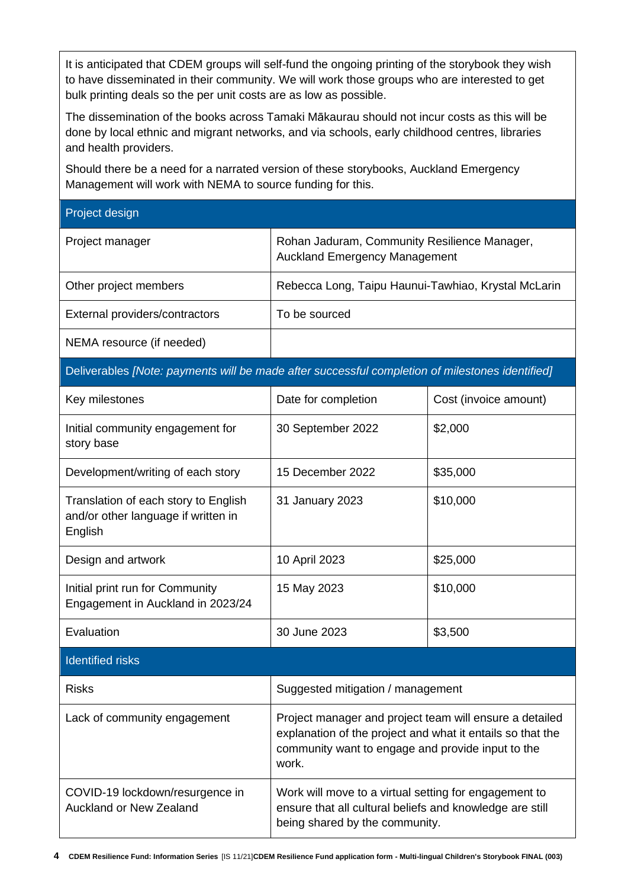It is anticipated that CDEM groups will self-fund the ongoing printing of the storybook they wish to have disseminated in their community. We will work those groups who are interested to get bulk printing deals so the per unit costs are as low as possible.

The dissemination of the books across Tamaki Mākaurau should not incur costs as this will be done by local ethnic and migrant networks, and via schools, early childhood centres, libraries and health providers.

Should there be a need for a narrated version of these storybooks, Auckland Emergency Management will work with NEMA to source funding for this.

| Project design | |
|---|---|
| Project manager | Rohan Jaduram, Community Resilience Manager, Auckland Emergency Management |
| Other project members | Rebecca Long, Taipu Haunui-Tawhiao, Krystal McLarin |
| External providers/contractors | To be sourced |
| NEMA resource (if needed) | |

| Deliverables *[Note: payments will be made after successful completion of milestones identified]* | | |
|---|---|---|
| Key milestones | Date for completion | Cost (invoice amount) |
| Initial community engagement for story base | 30 September 2022 | $2,000 |
| Development/writing of each story | 15 December 2022 | $35,000 |
| Translation of each story to English and/or other language if written in English | 31 January 2023 | $10,000 |
| Design and artwork | 10 April 2023 | $25,000 |
| Initial print run for Community Engagement in Auckland in 2023/24 | 15 May 2023 | $10,000 |
| Evaluation | 30 June 2023 | $3,500 |

| Identified risks | |
|---|---|
| Risks | Suggested mitigation / management |
| Lack of community engagement | Project manager and project team will ensure a detailed explanation of the project and what it entails so that the community want to engage and provide input to the work. |
| COVID-19 lockdown/resurgence in Auckland or New Zealand | Work will move to a virtual setting for engagement to ensure that all cultural beliefs and knowledge are still being shared by the community. |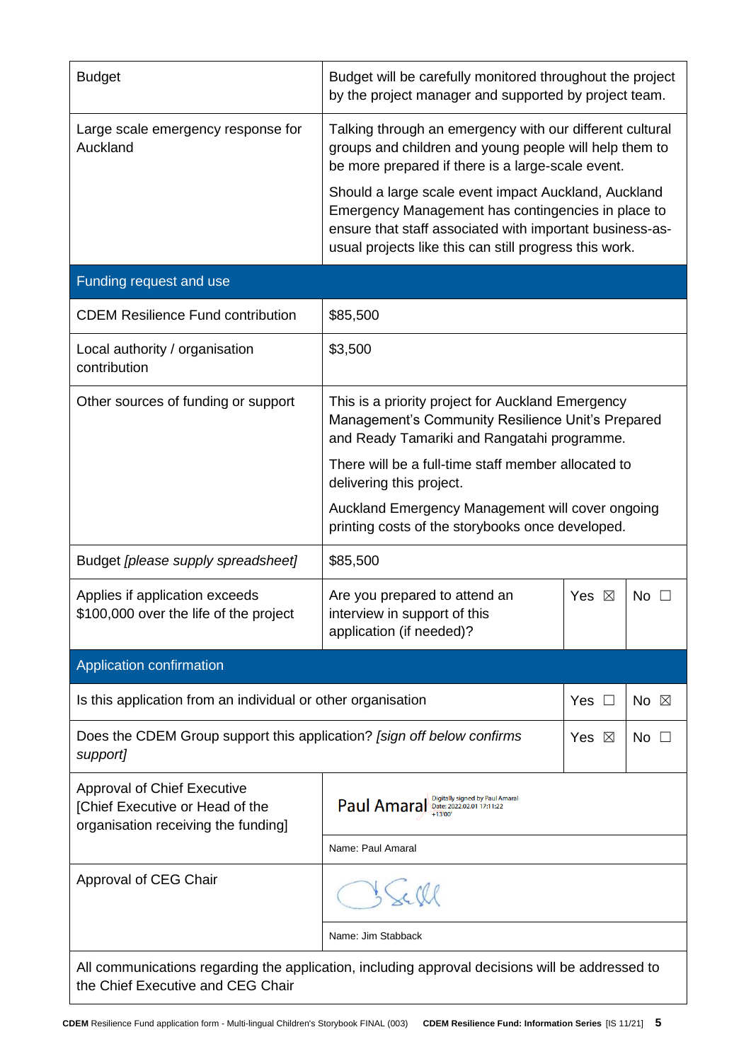| | | | |
|---|---|---|---|
| Budget | Budget will be carefully monitored throughout the project by the project manager and supported by project team. | | |
| Large scale emergency response for Auckland | Talking through an emergency with our different cultural groups and children and young people will help them to be more prepared if there is a large-scale event.<br><br>Should a large scale event impact Auckland, Auckland Emergency Management has contingencies in place to ensure that staff associated with important business-as-usual projects like this can still progress this work. | | |
| **Funding request and use** | | | |
| CDEM Resilience Fund contribution | $85,500 | | |
| Local authority / organisation contribution | $3,500 | | |
| Other sources of funding or support | This is a priority project for Auckland Emergency Management's Community Resilience Unit's Prepared and Ready Tamariki and Rangatahi programme.<br><br>There will be a full-time staff member allocated to delivering this project.<br><br>Auckland Emergency Management will cover ongoing printing costs of the storybooks once developed. | | |
| Budget *[please supply spreadsheet]* | $85,500 | | |
| Applies if application exceeds $100,000 over the life of the project | Are you prepared to attend an interview in support of this application (if needed)? | Yes ☒ | No ☐ |
| **Application confirmation** | | | |
| Is this application from an individual or other organisation | | Yes ☐ | No ☒ |
| Does the CDEM Group support this application? *[sign off below confirms support]* | | Yes ☒ | No ☐ |
| Approval of Chief Executive [Chief Executive or Head of the organisation receiving the funding] | Paul Amaral (Digitally signed by Paul Amaral Date: 2022.02.01 17:11:22 +13'00')<br><br>Name: Paul Amaral | | |
| Approval of CEG Chair | [signature]<br><br>Name: Jim Stabback | | |
| All communications regarding the application, including approval decisions will be addressed to the Chief Executive and CEG Chair | | | |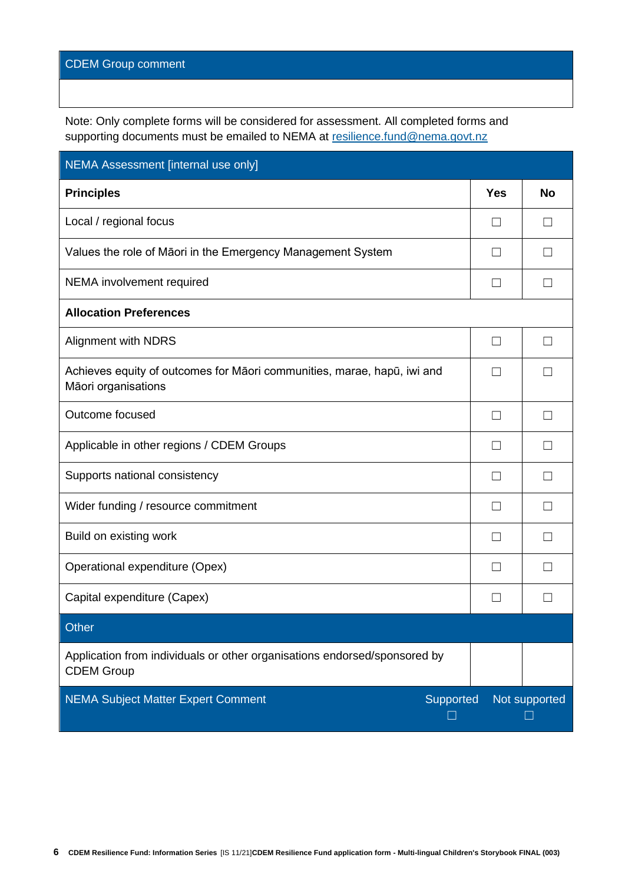| CDEM Group comment |
| --- |
| |

Note: Only complete forms will be considered for assessment. All completed forms and supporting documents must be emailed to NEMA at resilience.fund@nema.govt.nz

| NEMA Assessment [internal use only] | | |
| --- | --- | --- |
| **Principles** | **Yes** | **No** |
| Local / regional focus | ☐ | ☐ |
| Values the role of Māori in the Emergency Management System | ☐ | ☐ |
| NEMA involvement required | ☐ | ☐ |
| **Allocation Preferences** | | |
| Alignment with NDRS | ☐ | ☐ |
| Achieves equity of outcomes for Māori communities, marae, hapū, iwi and Māori organisations | ☐ | ☐ |
| Outcome focused | ☐ | ☐ |
| Applicable in other regions / CDEM Groups | ☐ | ☐ |
| Supports national consistency | ☐ | ☐ |
| Wider funding / resource commitment | ☐ | ☐ |
| Build on existing work | ☐ | ☐ |
| Operational expenditure (Opex) | ☐ | ☐ |
| Capital expenditure (Capex) | ☐ | ☐ |
| Other | | |
| Application from individuals or other organisations endorsed/sponsored by CDEM Group | | |
| NEMA Subject Matter Expert Comment | Supported ☐ | Not supported ☐ |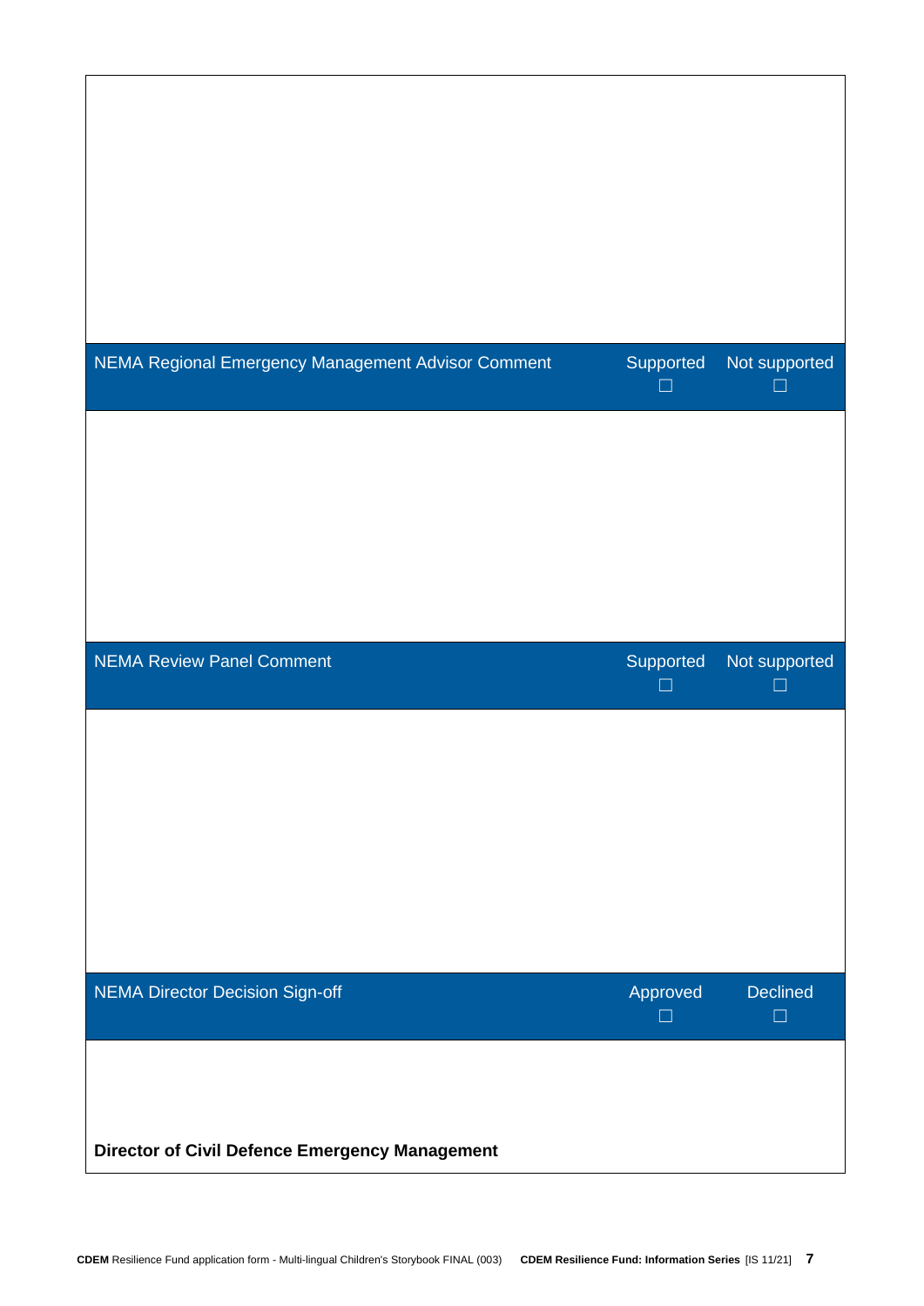| NEMA Regional Emergency Management Advisor Comment | Supported ☐ | Not supported ☐ |
|---|---|---|
| | | |

| NEMA Review Panel Comment | Supported ☐ | Not supported ☐ |
|---|---|---|
| | | |

| NEMA Director Decision Sign-off | Approved ☐ | Declined ☐ |
|---|---|---|
| **Director of Civil Defence Emergency Management** | | |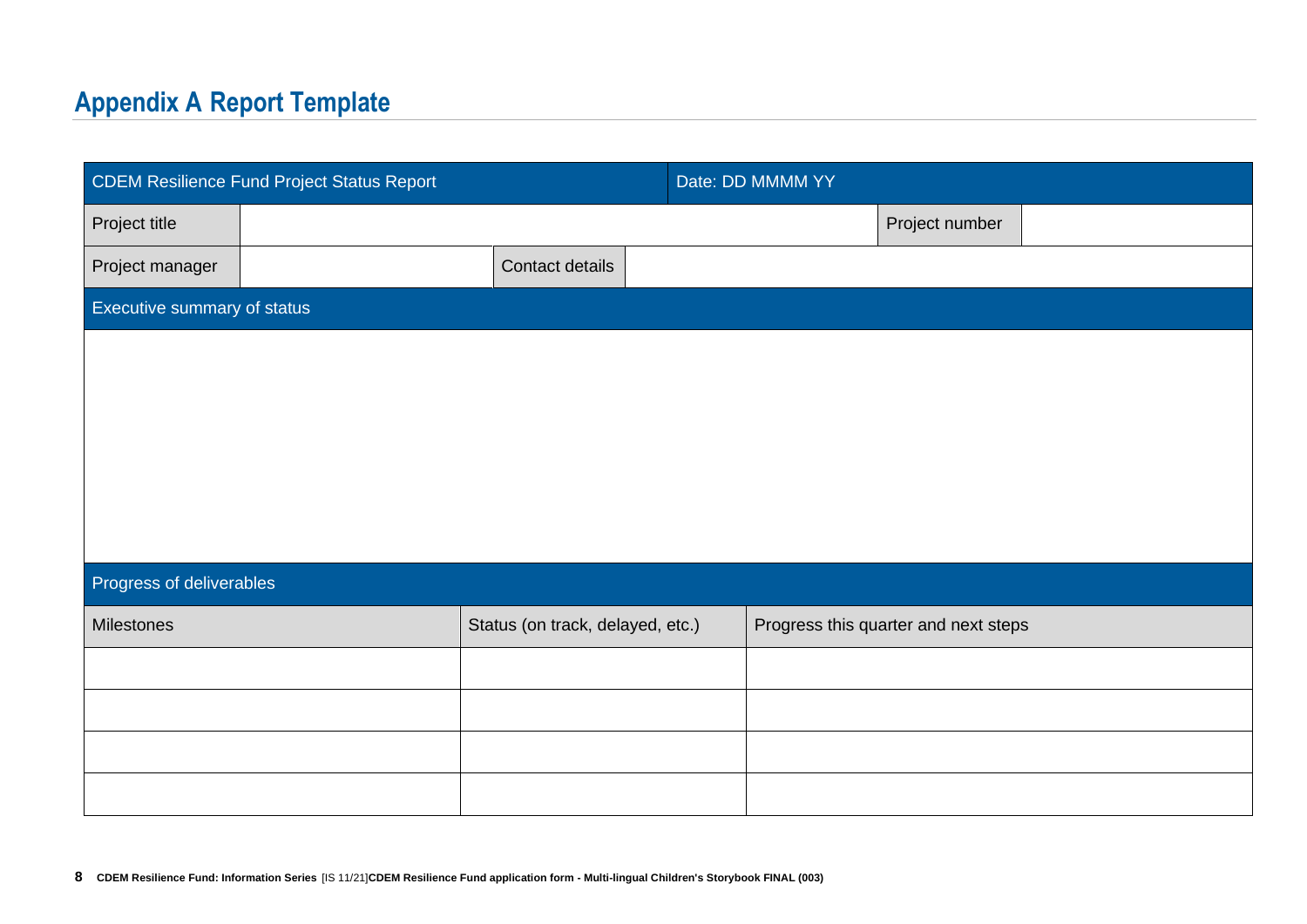## Appendix A Report Template

| CDEM Resilience Fund Project Status Report | | | Date: DD MMMM YY | | |
|---|---|---|---|---|---|
| Project title | | | | Project number | |
| Project manager | | Contact details | | | |
| Executive summary of status | | | | | |
| | | | | | |
| Progress of deliverables | | | | | |

| Milestones | Status (on track, delayed, etc.) | Progress this quarter and next steps |
|---|---|---|
| | | |
| | | |
| | | |
| | | |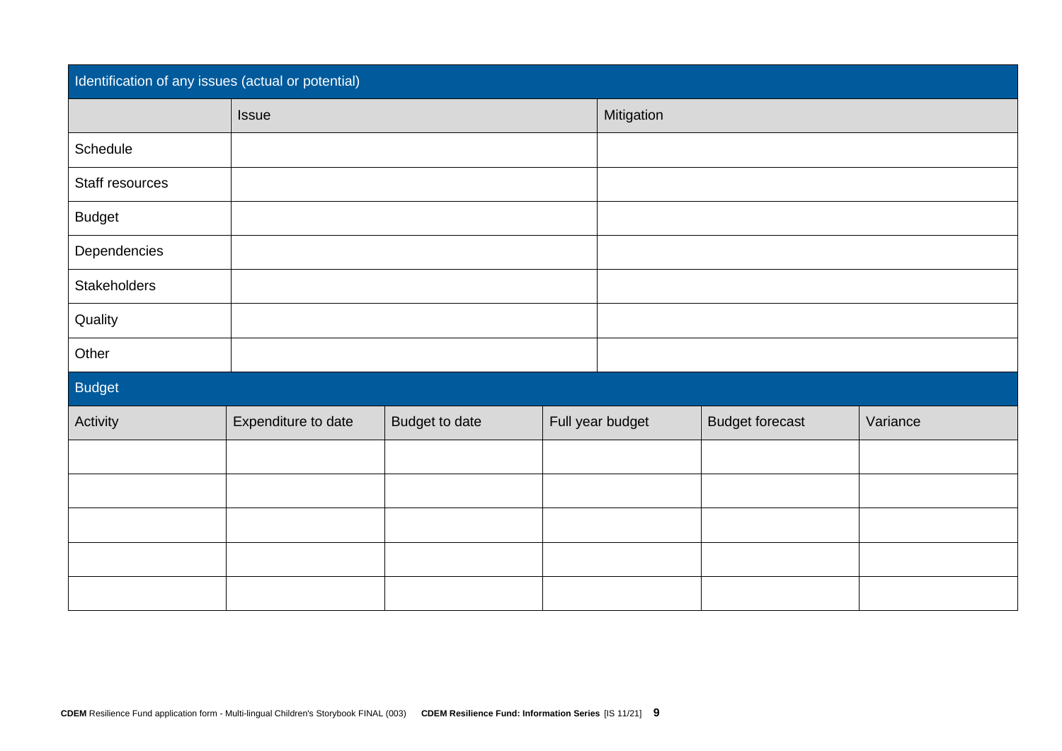| Identification of any issues (actual or potential) | | |
|---|---|---|
| | Issue | Mitigation |
| Schedule | | |
| Staff resources | | |
| Budget | | |
| Dependencies | | |
| Stakeholders | | |
| Quality | | |
| Other | | |

| Budget | | | | | |
|---|---|---|---|---|---|
| Activity | Expenditure to date | Budget to date | Full year budget | Budget forecast | Variance |
| | | | | | |
| | | | | | |
| | | | | | |
| | | | | | |
| | | | | | |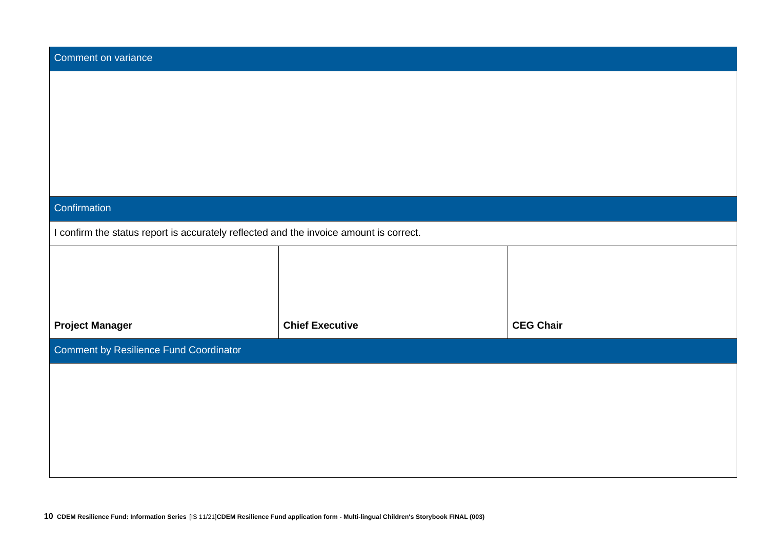## Comment on variance

## Confirmation

I confirm the status report is accurately reflected and the invoice amount is correct.

| | | |
|---|---|---|
| **Project Manager** | **Chief Executive** | **CEG Chair** |

## Comment by Resilience Fund Coordinator